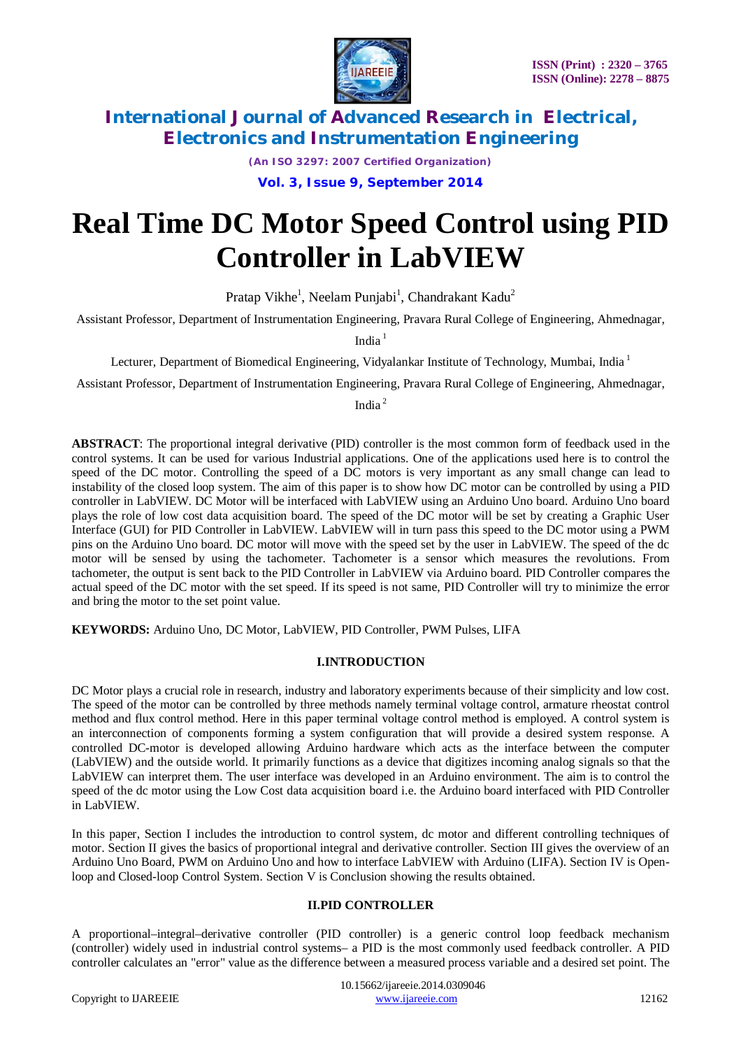# Real Time DC Motor Speed Control using PID Controller in LabVIEW

Pratap Vikhe[1], Neelam Punjabi[1], Chandrakant Kadu[2]

Assistant Professor, Department of Instrumentation Engineering, Pravara Rural College of Engineering, Ahmednagar, India [1]

Lecturer, Department of Biomedical Engineering, Vidyalankar Institute of Technology, Mumbai, India [1]

Assistant Professor, Department of Instrumentation Engineering, Pravara Rural College of Engineering, Ahmednagar, India [2]

**ABSTRACT**: The proportional integral derivative (PID) controller is the most common form of feedback used in the control systems. It can be used for various Industrial applications. One of the applications used here is to control the speed of the DC motor. Controlling the speed of a DC motors is very important as any small change can lead to instability of the closed loop system. The aim of this paper is to show how DC motor can be controlled by using a PID controller in LabVIEW. DC Motor will be interfaced with LabVIEW using an Arduino Uno board. Arduino Uno board plays the role of low cost data acquisition board. The speed of the DC motor will be set by creating a Graphic User Interface (GUI) for PID Controller in LabVIEW. LabVIEW will in turn pass this speed to the DC motor using a PWM pins on the Arduino Uno board. DC motor will move with the speed set by the user in LabVIEW. The speed of the dc motor will be sensed by using the tachometer. Tachometer is a sensor which measures the revolutions. From tachometer, the output is sent back to the PID Controller in LabVIEW via Arduino board. PID Controller compares the actual speed of the DC motor with the set speed. If its speed is not same, PID Controller will try to minimize the error and bring the motor to the set point value.

**KEYWORDS:** Arduino Uno, DC Motor, LabVIEW, PID Controller, PWM Pulses, LIFA

## I.INTRODUCTION

DC Motor plays a crucial role in research, industry and laboratory experiments because of their simplicity and low cost. The speed of the motor can be controlled by three methods namely terminal voltage control, armature rheostat control method and flux control method. Here in this paper terminal voltage control method is employed. A control system is an interconnection of components forming a system configuration that will provide a desired system response. A controlled DC-motor is developed allowing Arduino hardware which acts as the interface between the computer (LabVIEW) and the outside world. It primarily functions as a device that digitizes incoming analog signals so that the LabVIEW can interpret them. The user interface was developed in an Arduino environment. The aim is to control the speed of the dc motor using the Low Cost data acquisition board i.e. the Arduino board interfaced with PID Controller in LabVIEW.

In this paper, Section I includes the introduction to control system, dc motor and different controlling techniques of motor. Section II gives the basics of proportional integral and derivative controller. Section III gives the overview of an Arduino Uno Board, PWM on Arduino Uno and how to interface LabVIEW with Arduino (LIFA). Section IV is Open-loop and Closed-loop Control System. Section V is Conclusion showing the results obtained.

## II.PID CONTROLLER

A proportional–integral–derivative controller (PID controller) is a generic control loop feedback mechanism (controller) widely used in industrial control systems– a PID is the most commonly used feedback controller. A PID controller calculates an "error" value as the difference between a measured process variable and a desired set point. The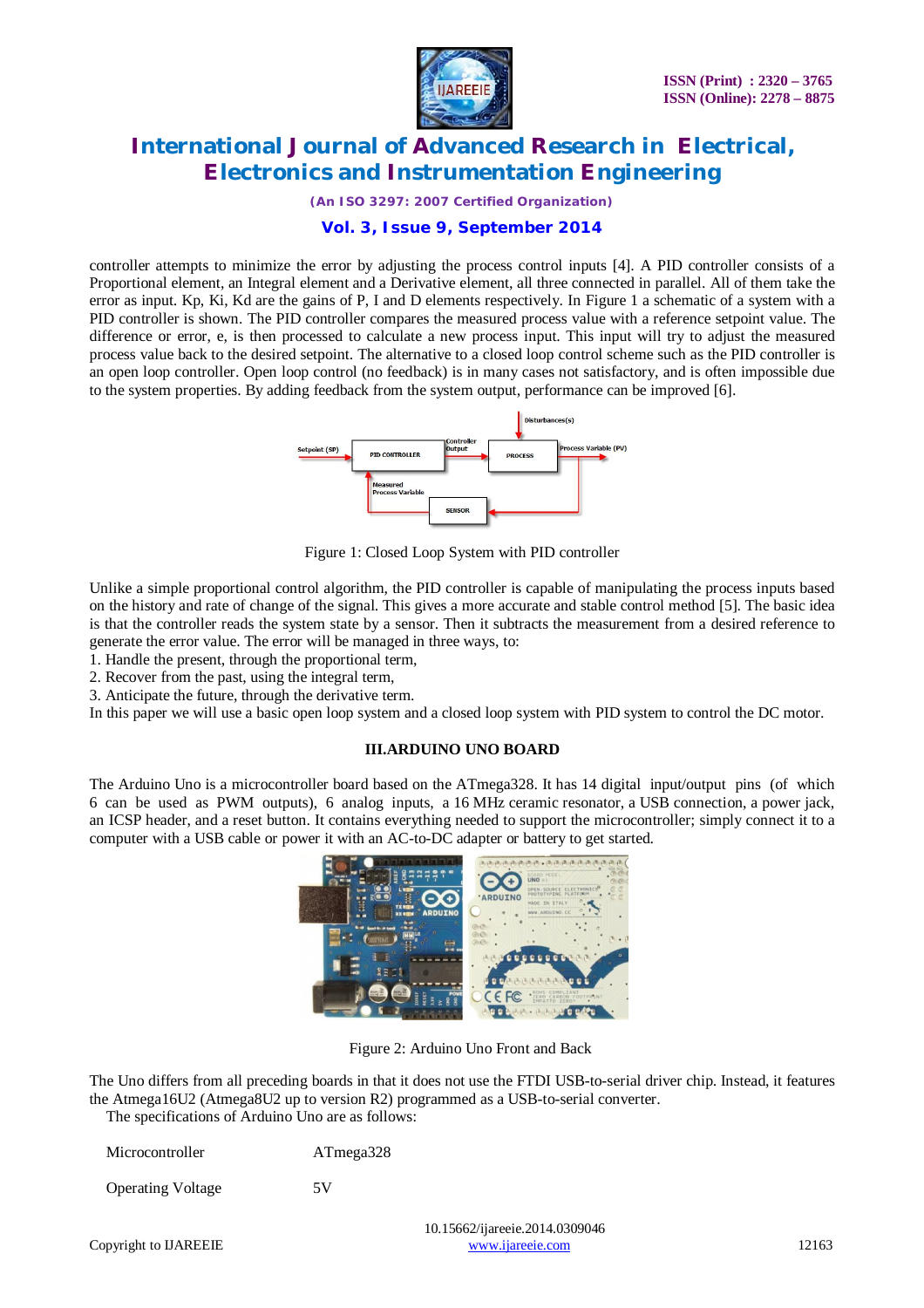controller attempts to minimize the error by adjusting the process control inputs [4]. A PID controller consists of a Proportional element, an Integral element and a Derivative element, all three connected in parallel. All of them take the error as input. Kp, Ki, Kd are the gains of P, I and D elements respectively. In Figure 1 a schematic of a system with a PID controller is shown. The PID controller compares the measured process value with a reference setpoint value. The difference or error, e, is then processed to calculate a new process input. This input will try to adjust the measured process value back to the desired setpoint. The alternative to a closed loop control scheme such as the PID controller is an open loop controller. Open loop control (no feedback) is in many cases not satisfactory, and is often impossible due to the system properties. By adding feedback from the system output, performance can be improved [6].

Figure 1: Closed Loop System with PID controller

Unlike a simple proportional control algorithm, the PID controller is capable of manipulating the process inputs based on the history and rate of change of the signal. This gives a more accurate and stable control method [5]. The basic idea is that the controller reads the system state by a sensor. Then it subtracts the measurement from a desired reference to generate the error value. The error will be managed in three ways, to:

1. Handle the present, through the proportional term,
2. Recover from the past, using the integral term,
3. Anticipate the future, through the derivative term.

In this paper we will use a basic open loop system and a closed loop system with PID system to control the DC motor.

## III.ARDUINO UNO BOARD

The Arduino Uno is a microcontroller board based on the ATmega328. It has 14 digital input/output pins (of which 6 can be used as PWM outputs), 6 analog inputs, a 16 MHz ceramic resonator, a USB connection, a power jack, an ICSP header, and a reset button. It contains everything needed to support the microcontroller; simply connect it to a computer with a USB cable or power it with an AC-to-DC adapter or battery to get started.

Figure 2: Arduino Uno Front and Back

The Uno differs from all preceding boards in that it does not use the FTDI USB-to-serial driver chip. Instead, it features the Atmega16U2 (Atmega8U2 up to version R2) programmed as a USB-to-serial converter.

The specifications of Arduino Uno are as follows:

| | |
|---|---|
| Microcontroller | ATmega328 |
| Operating Voltage | 5V |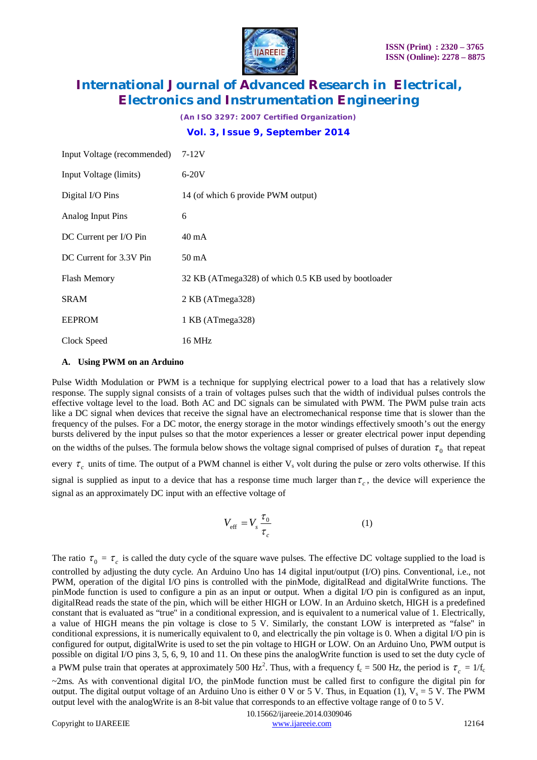| Input Voltage (recommended) | 7-12V |
|---|---|
| Input Voltage (limits) | 6-20V |
| Digital I/O Pins | 14 (of which 6 provide PWM output) |
| Analog Input Pins | 6 |
| DC Current per I/O Pin | 40 mA |
| DC Current for 3.3V Pin | 50 mA |
| Flash Memory | 32 KB (ATmega328) of which 0.5 KB used by bootloader |
| SRAM | 2 KB (ATmega328) |
| EEPROM | 1 KB (ATmega328) |
| Clock Speed | 16 MHz |

### A. Using PWM on an Arduino

Pulse Width Modulation or PWM is a technique for supplying electrical power to a load that has a relatively slow response. The supply signal consists of a train of voltages pulses such that the width of individual pulses controls the effective voltage level to the load. Both AC and DC signals can be simulated with PWM. The PWM pulse train acts like a DC signal when devices that receive the signal have an electromechanical response time that is slower than the frequency of the pulses. For a DC motor, the energy storage in the motor windings effectively smooth's out the energy bursts delivered by the input pulses so that the motor experiences a lesser or greater electrical power input depending on the widths of the pulses. The formula below shows the voltage signal comprised of pulses of duration $\tau_0$ that repeat every $\tau_c$ units of time. The output of a PWM channel is either $V_s$ volt during the pulse or zero volts otherwise. If this signal is supplied as input to a device that has a response time much larger than $\tau_c$, the device will experience the signal as an approximately DC input with an effective voltage of

$$V_{\text{eff}} = V_s \frac{\tau_0}{\tau_c} \qquad (1)$$

The ratio $\tau_0 = \tau_c$ is called the duty cycle of the square wave pulses. The effective DC voltage supplied to the load is controlled by adjusting the duty cycle. An Arduino Uno has 14 digital input/output (I/O) pins. Conventional, i.e., not PWM, operation of the digital I/O pins is controlled with the pinMode, digitalRead and digitalWrite functions. The pinMode function is used to configure a pin as an input or output. When a digital I/O pin is configured as an input, digitalRead reads the state of the pin, which will be either HIGH or LOW. In an Arduino sketch, HIGH is a predefined constant that is evaluated as "true" in a conditional expression, and is equivalent to a numerical value of 1. Electrically, a value of HIGH means the pin voltage is close to 5 V. Similarly, the constant LOW is interpreted as "false" in conditional expressions, it is numerically equivalent to 0, and electrically the pin voltage is 0. When a digital I/O pin is configured for output, digitalWrite is used to set the pin voltage to HIGH or LOW. On an Arduino Uno, PWM output is possible on digital I/O pins 3, 5, 6, 9, 10 and 11. On these pins the analogWrite function is used to set the duty cycle of a PWM pulse train that operates at approximately 500 Hz[2]. Thus, with a frequency $f_c$ = 500 Hz, the period is $\tau_c = 1/f_c$ ~2ms. As with conventional digital I/O, the pinMode function must be called first to configure the digital pin for output. The digital output voltage of an Arduino Uno is either 0 V or 5 V. Thus, in Equation (1), $V_s$ = 5 V. The PWM output level with the analogWrite is an 8-bit value that corresponds to an effective voltage range of 0 to 5 V.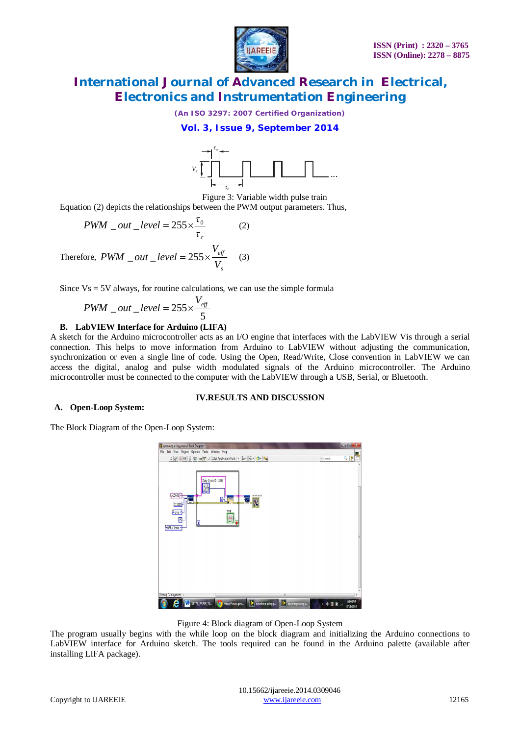Figure 3: Variable width pulse train

Equation (2) depicts the relationships between the PWM output parameters. Thus,

$$PWM\_out\_level = 255 \times \frac{\tau_0}{\tau_c} \quad (2)$$

Therefore, $PWM\_out\_level = 255 \times \frac{V_{eff}}{V_s}$ (3)

Since Vs = 5V always, for routine calculations, we can use the simple formula

$$PWM\_out\_level = 255 \times \frac{V_{eff}}{5}$$

### B. LabVIEW Interface for Arduino (LIFA)

A sketch for the Arduino microcontroller acts as an I/O engine that interfaces with the LabVIEW Vis through a serial connection. This helps to move information from Arduino to LabVIEW without adjusting the communication, synchronization or even a single line of code. Using the Open, Read/Write, Close convention in LabVIEW we can access the digital, analog and pulse width modulated signals of the Arduino microcontroller. The Arduino microcontroller must be connected to the computer with the LabVIEW through a USB, Serial, or Bluetooth.

## IV.RESULTS AND DISCUSSION

### A. Open-Loop System:

The Block Diagram of the Open-Loop System:

Figure 4: Block diagram of Open-Loop System

The program usually begins with the while loop on the block diagram and initializing the Arduino connections to LabVIEW interface for Arduino sketch. The tools required can be found in the Arduino palette (available after installing LIFA package).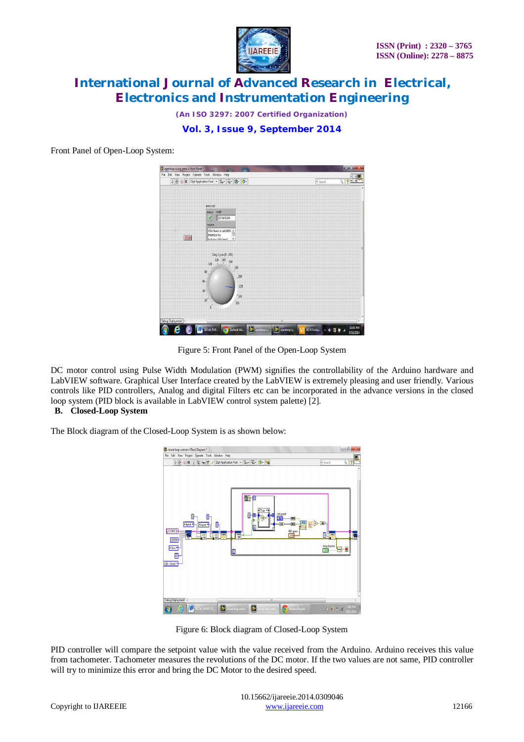Front Panel of Open-Loop System:

Figure 5: Front Panel of the Open-Loop System

DC motor control using Pulse Width Modulation (PWM) signifies the controllability of the Arduino hardware and LabVIEW software. Graphical User Interface created by the LabVIEW is extremely pleasing and user friendly. Various controls like PID controllers, Analog and digital Filters etc can be incorporated in the advance versions in the closed loop system (PID block is available in LabVIEW control system palette) [2].

**B. Closed-Loop System**

The Block diagram of the Closed-Loop System is as shown below:

Figure 6: Block diagram of Closed-Loop System

PID controller will compare the setpoint value with the value received from the Arduino. Arduino receives this value from tachometer. Tachometer measures the revolutions of the DC motor. If the two values are not same, PID controller will try to minimize this error and bring the DC Motor to the desired speed.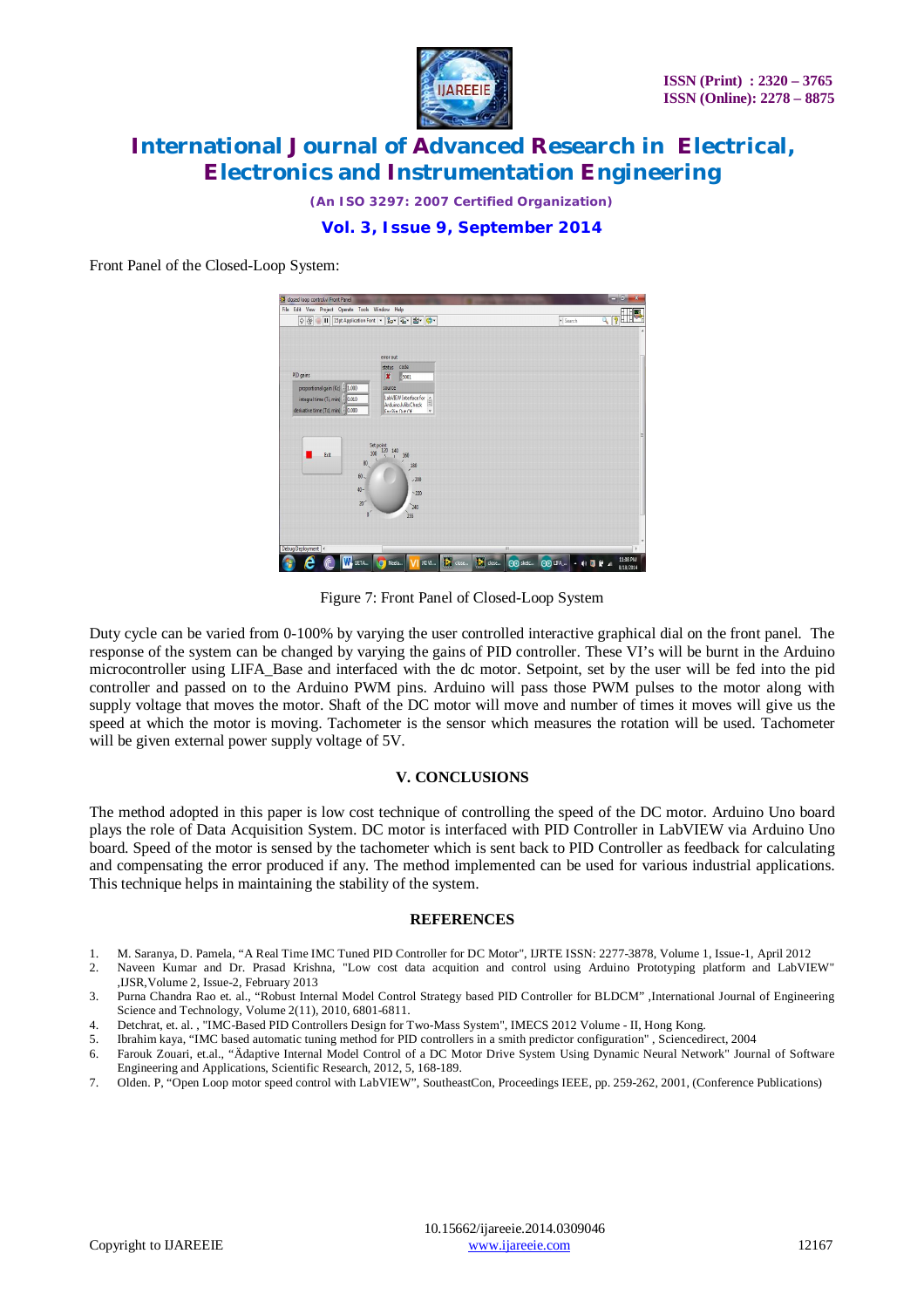Front Panel of the Closed-Loop System:

Figure 7: Front Panel of Closed-Loop System

Duty cycle can be varied from 0-100% by varying the user controlled interactive graphical dial on the front panel. The response of the system can be changed by varying the gains of PID controller. These VI's will be burnt in the Arduino microcontroller using LIFA_Base and interfaced with the dc motor. Setpoint, set by the user will be fed into the pid controller and passed on to the Arduino PWM pins. Arduino will pass those PWM pulses to the motor along with supply voltage that moves the motor. Shaft of the DC motor will move and number of times it moves will give us the speed at which the motor is moving. Tachometer is the sensor which measures the rotation will be used. Tachometer will be given external power supply voltage of 5V.

## V. CONCLUSIONS

The method adopted in this paper is low cost technique of controlling the speed of the DC motor. Arduino Uno board plays the role of Data Acquisition System. DC motor is interfaced with PID Controller in LabVIEW via Arduino Uno board. Speed of the motor is sensed by the tachometer which is sent back to PID Controller as feedback for calculating and compensating the error produced if any. The method implemented can be used for various industrial applications. This technique helps in maintaining the stability of the system.

## REFERENCES

1. M. Saranya, D. Pamela, "A Real Time IMC Tuned PID Controller for DC Motor", IJRTE ISSN: 2277-3878, Volume 1, Issue-1, April 2012
2. Naveen Kumar and Dr. Prasad Krishna, "Low cost data acquition and control using Arduino Prototyping platform and LabVIEW" ,IJSR,Volume 2, Issue-2, February 2013
3. Purna Chandra Rao et. al., "Robust Internal Model Control Strategy based PID Controller for BLDCM" ,International Journal of Engineering Science and Technology, Volume 2(11), 2010, 6801-6811.
4. Detchrat, et. al. , "IMC-Based PID Controllers Design for Two-Mass System", IMECS 2012 Volume - II, Hong Kong.
5. Ibrahim kaya, "IMC based automatic tuning method for PID controllers in a smith predictor configuration" , Sciencedirect, 2004
6. Farouk Zouari, et.al., "Ädaptive Internal Model Control of a DC Motor Drive System Using Dynamic Neural Network" Journal of Software Engineering and Applications, Scientific Research, 2012, 5, 168-189.
7. Olden. P, "Open Loop motor speed control with LabVIEW", SoutheastCon, Proceedings IEEE, pp. 259-262, 2001, (Conference Publications)